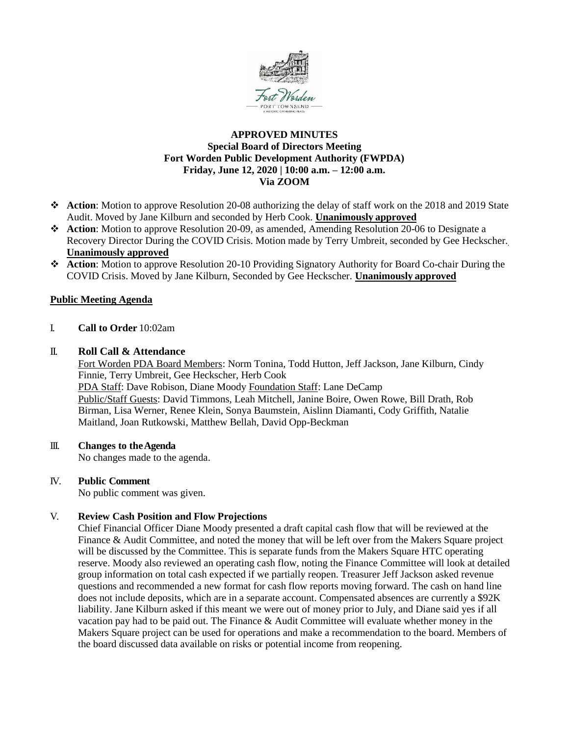**APPROVED MINUTES**
**Special Board of Directors Meeting**
**Fort Worden Public Development Authority (FWPDA)**
**Friday, June 12, 2020 | 10:00 a.m. – 12:00 a.m.**
**Via ZOOM**

- **Action**: Motion to approve Resolution 20-08 authorizing the delay of staff work on the 2018 and 2019 State Audit. Moved by Jane Kilburn and seconded by Herb Cook. **Unanimously approved**
- **Action**: Motion to approve Resolution 20-09, as amended, Amending Resolution 20-06 to Designate a Recovery Director During the COVID Crisis. Motion made by Terry Umbreit, seconded by Gee Heckscher. **Unanimously approved**
- **Action**: Motion to approve Resolution 20-10 Providing Signatory Authority for Board Co-chair During the COVID Crisis. Moved by Jane Kilburn, Seconded by Gee Heckscher. **Unanimously approved**

**Public Meeting Agenda**

I. **Call to Order** 10:02am

II. **Roll Call & Attendance**

Fort Worden PDA Board Members: Norm Tonina, Todd Hutton, Jeff Jackson, Jane Kilburn, Cindy Finnie, Terry Umbreit, Gee Heckscher, Herb Cook
PDA Staff: Dave Robison, Diane Moody Foundation Staff: Lane DeCamp
Public/Staff Guests: David Timmons, Leah Mitchell, Janine Boire, Owen Rowe, Bill Drath, Rob Birman, Lisa Werner, Renee Klein, Sonya Baumstein, Aislinn Diamanti, Cody Griffith, Natalie Maitland, Joan Rutkowski, Matthew Bellah, David Opp-Beckman

III. **Changes to the Agenda**

No changes made to the agenda.

IV. **Public Comment**

No public comment was given.

V. **Review Cash Position and Flow Projections**

Chief Financial Officer Diane Moody presented a draft capital cash flow that will be reviewed at the Finance & Audit Committee, and noted the money that will be left over from the Makers Square project will be discussed by the Committee. This is separate funds from the Makers Square HTC operating reserve. Moody also reviewed an operating cash flow, noting the Finance Committee will look at detailed group information on total cash expected if we partially reopen. Treasurer Jeff Jackson asked revenue questions and recommended a new format for cash flow reports moving forward. The cash on hand line does not include deposits, which are in a separate account. Compensated absences are currently a $92K liability. Jane Kilburn asked if this meant we were out of money prior to July, and Diane said yes if all vacation pay had to be paid out. The Finance & Audit Committee will evaluate whether money in the Makers Square project can be used for operations and make a recommendation to the board. Members of the board discussed data available on risks or potential income from reopening.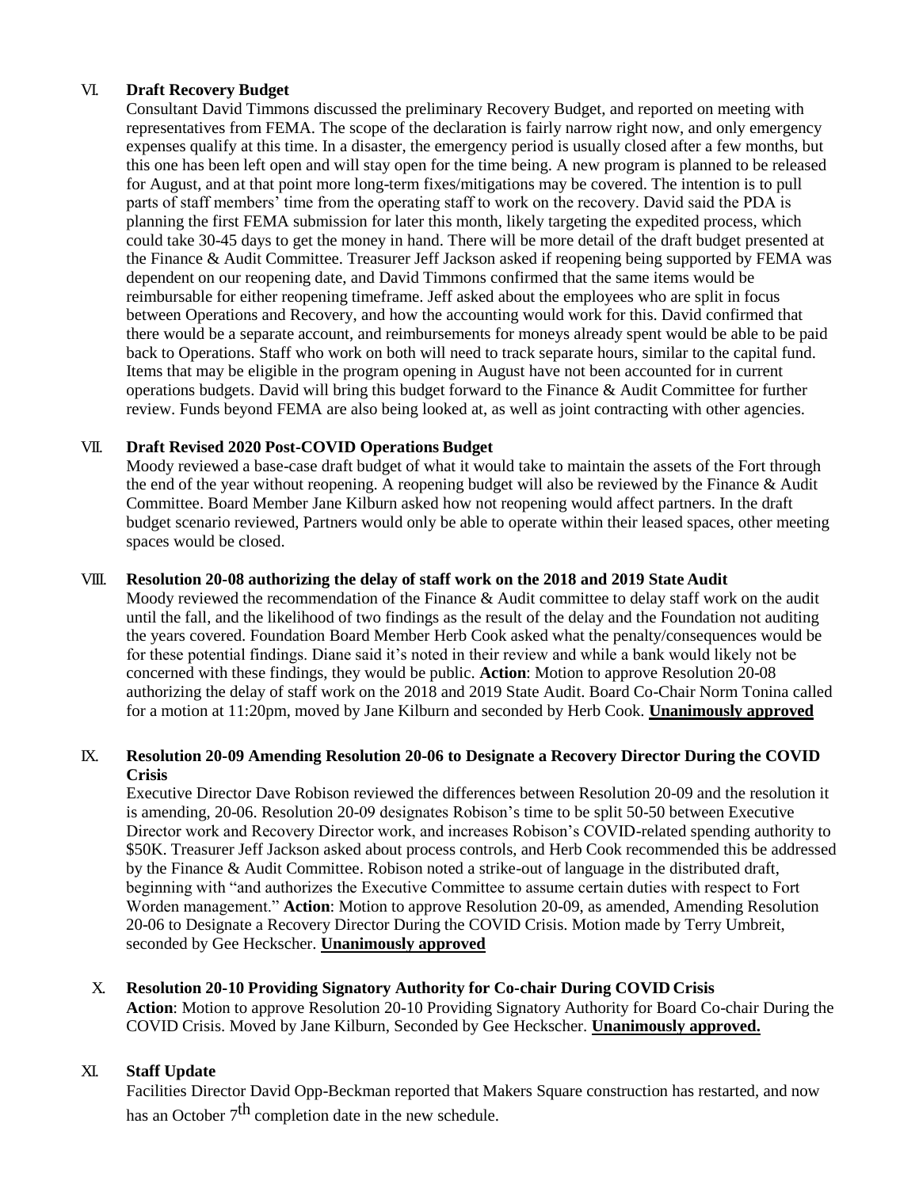### VI. Draft Recovery Budget

Consultant David Timmons discussed the preliminary Recovery Budget, and reported on meeting with representatives from FEMA. The scope of the declaration is fairly narrow right now, and only emergency expenses qualify at this time. In a disaster, the emergency period is usually closed after a few months, but this one has been left open and will stay open for the time being. A new program is planned to be released for August, and at that point more long-term fixes/mitigations may be covered. The intention is to pull parts of staff members' time from the operating staff to work on the recovery. David said the PDA is planning the first FEMA submission for later this month, likely targeting the expedited process, which could take 30-45 days to get the money in hand. There will be more detail of the draft budget presented at the Finance & Audit Committee. Treasurer Jeff Jackson asked if reopening being supported by FEMA was dependent on our reopening date, and David Timmons confirmed that the same items would be reimbursable for either reopening timeframe. Jeff asked about the employees who are split in focus between Operations and Recovery, and how the accounting would work for this. David confirmed that there would be a separate account, and reimbursements for moneys already spent would be able to be paid back to Operations. Staff who work on both will need to track separate hours, similar to the capital fund. Items that may be eligible in the program opening in August have not been accounted for in current operations budgets. David will bring this budget forward to the Finance & Audit Committee for further review. Funds beyond FEMA are also being looked at, as well as joint contracting with other agencies.

### VII. Draft Revised 2020 Post-COVID Operations Budget

Moody reviewed a base-case draft budget of what it would take to maintain the assets of the Fort through the end of the year without reopening. A reopening budget will also be reviewed by the Finance & Audit Committee. Board Member Jane Kilburn asked how not reopening would affect partners. In the draft budget scenario reviewed, Partners would only be able to operate within their leased spaces, other meeting spaces would be closed.

### VIII. Resolution 20-08 authorizing the delay of staff work on the 2018 and 2019 State Audit

Moody reviewed the recommendation of the Finance & Audit committee to delay staff work on the audit until the fall, and the likelihood of two findings as the result of the delay and the Foundation not auditing the years covered. Foundation Board Member Herb Cook asked what the penalty/consequences would be for these potential findings. Diane said it's noted in their review and while a bank would likely not be concerned with these findings, they would be public. **Action**: Motion to approve Resolution 20-08 authorizing the delay of staff work on the 2018 and 2019 State Audit. Board Co-Chair Norm Tonina called for a motion at 11:20pm, moved by Jane Kilburn and seconded by Herb Cook. **Unanimously approved**

### IX. Resolution 20-09 Amending Resolution 20-06 to Designate a Recovery Director During the COVID Crisis

Executive Director Dave Robison reviewed the differences between Resolution 20-09 and the resolution it is amending, 20-06. Resolution 20-09 designates Robison's time to be split 50-50 between Executive Director work and Recovery Director work, and increases Robison's COVID-related spending authority to \$50K. Treasurer Jeff Jackson asked about process controls, and Herb Cook recommended this be addressed by the Finance & Audit Committee. Robison noted a strike-out of language in the distributed draft, beginning with "and authorizes the Executive Committee to assume certain duties with respect to Fort Worden management." **Action**: Motion to approve Resolution 20-09, as amended, Amending Resolution 20-06 to Designate a Recovery Director During the COVID Crisis. Motion made by Terry Umbreit, seconded by Gee Heckscher. **Unanimously approved**

### X. Resolution 20-10 Providing Signatory Authority for Co-chair During COVID Crisis

**Action**: Motion to approve Resolution 20-10 Providing Signatory Authority for Board Co-chair During the COVID Crisis. Moved by Jane Kilburn, Seconded by Gee Heckscher. **Unanimously approved.**

### XI. Staff Update

Facilities Director David Opp-Beckman reported that Makers Square construction has restarted, and now has an October 7th completion date in the new schedule.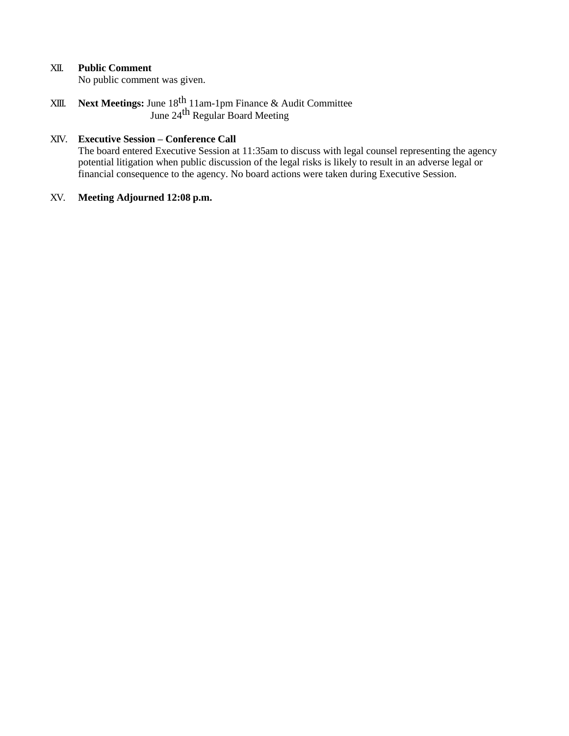XII. **Public Comment**
No public comment was given.

XIII. **Next Meetings:** June 18th 11am-1pm Finance & Audit Committee
June 24th Regular Board Meeting

XIV. **Executive Session – Conference Call**
The board entered Executive Session at 11:35am to discuss with legal counsel representing the agency potential litigation when public discussion of the legal risks is likely to result in an adverse legal or financial consequence to the agency. No board actions were taken during Executive Session.

XV. **Meeting Adjourned 12:08 p.m.**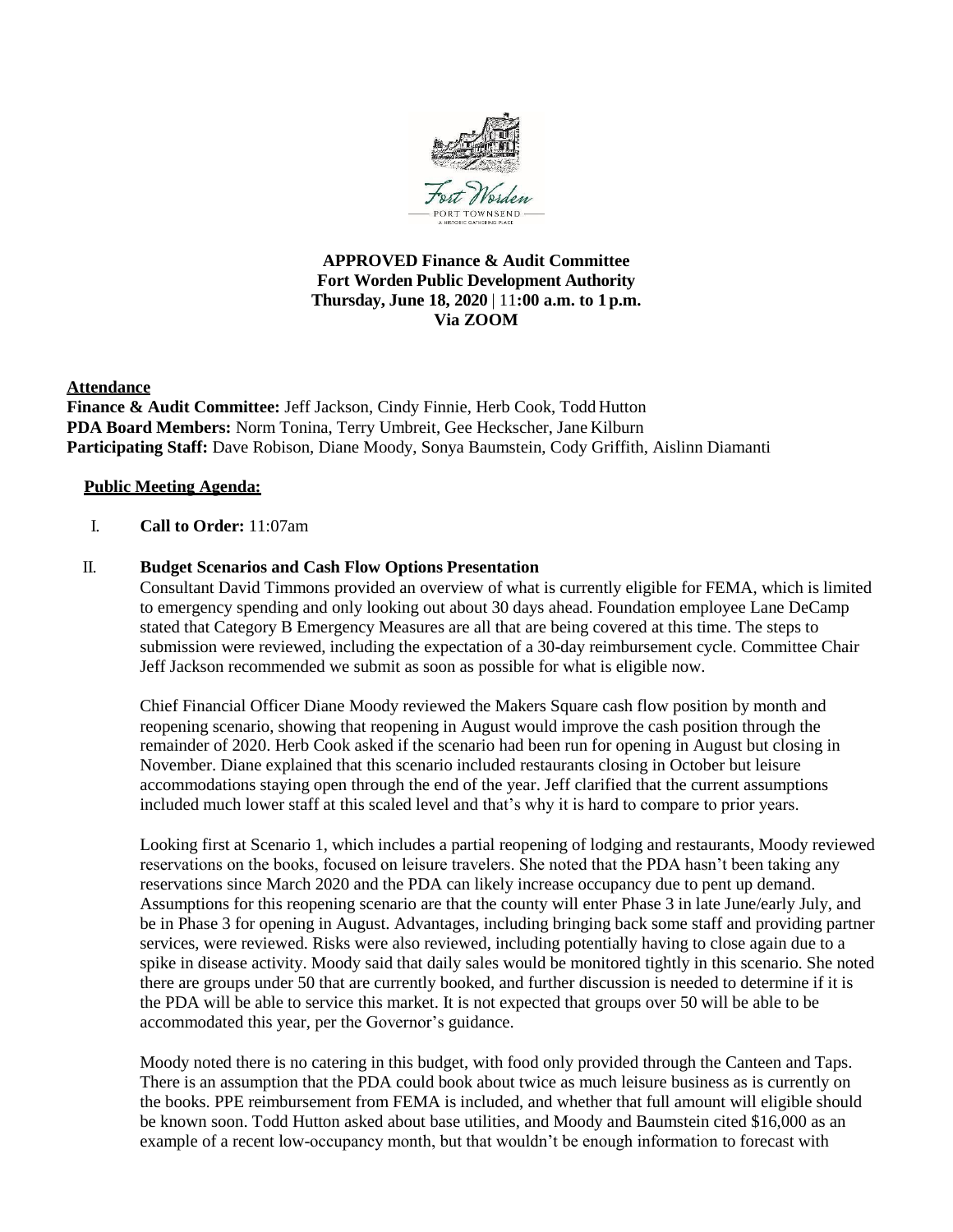**APPROVED Finance & Audit Committee**
**Fort Worden Public Development Authority**
**Thursday, June 18, 2020 | 11:00 a.m. to 1 p.m.**
**Via ZOOM**

**Attendance**

**Finance & Audit Committee:** Jeff Jackson, Cindy Finnie, Herb Cook, Todd Hutton
**PDA Board Members:** Norm Tonina, Terry Umbreit, Gee Heckscher, Jane Kilburn
**Participating Staff:** Dave Robison, Diane Moody, Sonya Baumstein, Cody Griffith, Aislinn Diamanti

**Public Meeting Agenda:**

I. **Call to Order:** 11:07am

II. **Budget Scenarios and Cash Flow Options Presentation**

Consultant David Timmons provided an overview of what is currently eligible for FEMA, which is limited to emergency spending and only looking out about 30 days ahead. Foundation employee Lane DeCamp stated that Category B Emergency Measures are all that are being covered at this time. The steps to submission were reviewed, including the expectation of a 30-day reimbursement cycle. Committee Chair Jeff Jackson recommended we submit as soon as possible for what is eligible now.

Chief Financial Officer Diane Moody reviewed the Makers Square cash flow position by month and reopening scenario, showing that reopening in August would improve the cash position through the remainder of 2020. Herb Cook asked if the scenario had been run for opening in August but closing in November. Diane explained that this scenario included restaurants closing in October but leisure accommodations staying open through the end of the year. Jeff clarified that the current assumptions included much lower staff at this scaled level and that's why it is hard to compare to prior years.

Looking first at Scenario 1, which includes a partial reopening of lodging and restaurants, Moody reviewed reservations on the books, focused on leisure travelers. She noted that the PDA hasn't been taking any reservations since March 2020 and the PDA can likely increase occupancy due to pent up demand. Assumptions for this reopening scenario are that the county will enter Phase 3 in late June/early July, and be in Phase 3 for opening in August. Advantages, including bringing back some staff and providing partner services, were reviewed. Risks were also reviewed, including potentially having to close again due to a spike in disease activity. Moody said that daily sales would be monitored tightly in this scenario. She noted there are groups under 50 that are currently booked, and further discussion is needed to determine if it is the PDA will be able to service this market. It is not expected that groups over 50 will be able to be accommodated this year, per the Governor's guidance.

Moody noted there is no catering in this budget, with food only provided through the Canteen and Taps. There is an assumption that the PDA could book about twice as much leisure business as is currently on the books. PPE reimbursement from FEMA is included, and whether that full amount will eligible should be known soon. Todd Hutton asked about base utilities, and Moody and Baumstein cited $16,000 as an example of a recent low-occupancy month, but that wouldn't be enough information to forecast with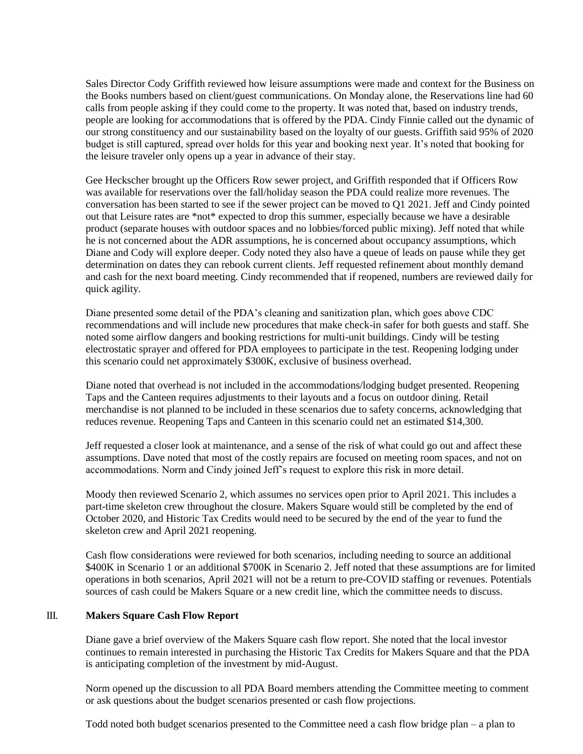Sales Director Cody Griffith reviewed how leisure assumptions were made and context for the Business on the Books numbers based on client/guest communications. On Monday alone, the Reservations line had 60 calls from people asking if they could come to the property. It was noted that, based on industry trends, people are looking for accommodations that is offered by the PDA. Cindy Finnie called out the dynamic of our strong constituency and our sustainability based on the loyalty of our guests. Griffith said 95% of 2020 budget is still captured, spread over holds for this year and booking next year. It's noted that booking for the leisure traveler only opens up a year in advance of their stay.

Gee Heckscher brought up the Officers Row sewer project, and Griffith responded that if Officers Row was available for reservations over the fall/holiday season the PDA could realize more revenues. The conversation has been started to see if the sewer project can be moved to Q1 2021. Jeff and Cindy pointed out that Leisure rates are *not* expected to drop this summer, especially because we have a desirable product (separate houses with outdoor spaces and no lobbies/forced public mixing). Jeff noted that while he is not concerned about the ADR assumptions, he is concerned about occupancy assumptions, which Diane and Cody will explore deeper. Cody noted they also have a queue of leads on pause while they get determination on dates they can rebook current clients. Jeff requested refinement about monthly demand and cash for the next board meeting. Cindy recommended that if reopened, numbers are reviewed daily for quick agility.

Diane presented some detail of the PDA's cleaning and sanitization plan, which goes above CDC recommendations and will include new procedures that make check-in safer for both guests and staff. She noted some airflow dangers and booking restrictions for multi-unit buildings. Cindy will be testing electrostatic sprayer and offered for PDA employees to participate in the test. Reopening lodging under this scenario could net approximately $300K, exclusive of business overhead.

Diane noted that overhead is not included in the accommodations/lodging budget presented. Reopening Taps and the Canteen requires adjustments to their layouts and a focus on outdoor dining. Retail merchandise is not planned to be included in these scenarios due to safety concerns, acknowledging that reduces revenue. Reopening Taps and Canteen in this scenario could net an estimated $14,300.

Jeff requested a closer look at maintenance, and a sense of the risk of what could go out and affect these assumptions. Dave noted that most of the costly repairs are focused on meeting room spaces, and not on accommodations. Norm and Cindy joined Jeff's request to explore this risk in more detail.

Moody then reviewed Scenario 2, which assumes no services open prior to April 2021. This includes a part-time skeleton crew throughout the closure. Makers Square would still be completed by the end of October 2020, and Historic Tax Credits would need to be secured by the end of the year to fund the skeleton crew and April 2021 reopening.

Cash flow considerations were reviewed for both scenarios, including needing to source an additional $400K in Scenario 1 or an additional $700K in Scenario 2. Jeff noted that these assumptions are for limited operations in both scenarios, April 2021 will not be a return to pre-COVID staffing or revenues. Potentials sources of cash could be Makers Square or a new credit line, which the committee needs to discuss.

## III. **Makers Square Cash Flow Report**

Diane gave a brief overview of the Makers Square cash flow report. She noted that the local investor continues to remain interested in purchasing the Historic Tax Credits for Makers Square and that the PDA is anticipating completion of the investment by mid-August.

Norm opened up the discussion to all PDA Board members attending the Committee meeting to comment or ask questions about the budget scenarios presented or cash flow projections.

Todd noted both budget scenarios presented to the Committee need a cash flow bridge plan – a plan to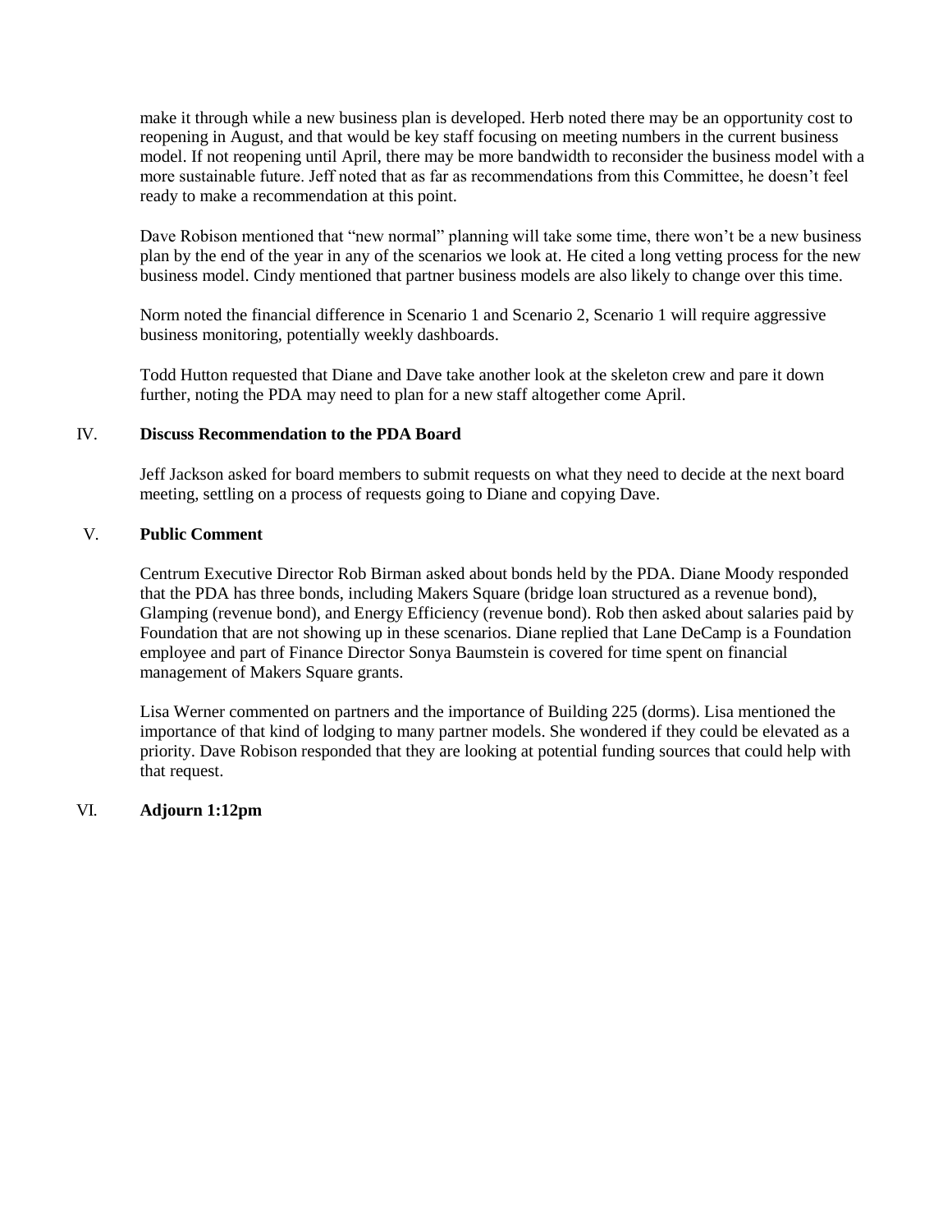make it through while a new business plan is developed. Herb noted there may be an opportunity cost to reopening in August, and that would be key staff focusing on meeting numbers in the current business model. If not reopening until April, there may be more bandwidth to reconsider the business model with a more sustainable future. Jeff noted that as far as recommendations from this Committee, he doesn't feel ready to make a recommendation at this point.

Dave Robison mentioned that "new normal" planning will take some time, there won't be a new business plan by the end of the year in any of the scenarios we look at. He cited a long vetting process for the new business model. Cindy mentioned that partner business models are also likely to change over this time.

Norm noted the financial difference in Scenario 1 and Scenario 2, Scenario 1 will require aggressive business monitoring, potentially weekly dashboards.

Todd Hutton requested that Diane and Dave take another look at the skeleton crew and pare it down further, noting the PDA may need to plan for a new staff altogether come April.

IV. **Discuss Recommendation to the PDA Board**

Jeff Jackson asked for board members to submit requests on what they need to decide at the next board meeting, settling on a process of requests going to Diane and copying Dave.

V. **Public Comment**

Centrum Executive Director Rob Birman asked about bonds held by the PDA. Diane Moody responded that the PDA has three bonds, including Makers Square (bridge loan structured as a revenue bond), Glamping (revenue bond), and Energy Efficiency (revenue bond). Rob then asked about salaries paid by Foundation that are not showing up in these scenarios. Diane replied that Lane DeCamp is a Foundation employee and part of Finance Director Sonya Baumstein is covered for time spent on financial management of Makers Square grants.

Lisa Werner commented on partners and the importance of Building 225 (dorms). Lisa mentioned the importance of that kind of lodging to many partner models. She wondered if they could be elevated as a priority. Dave Robison responded that they are looking at potential funding sources that could help with that request.

VI. **Adjourn 1:12pm**